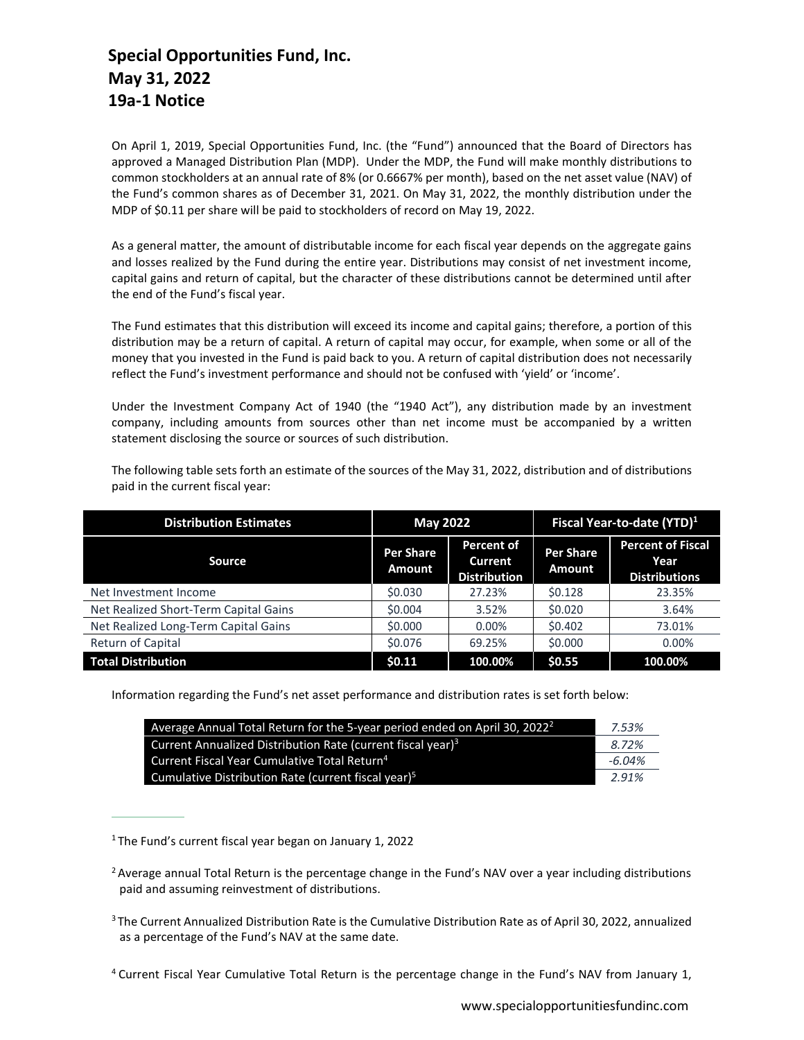# Special Opportunities Fund, Inc.
# May 31, 2022
# 19a-1 Notice

On April 1, 2019, Special Opportunities Fund, Inc. (the "Fund") announced that the Board of Directors has approved a Managed Distribution Plan (MDP). Under the MDP, the Fund will make monthly distributions to common stockholders at an annual rate of 8% (or 0.6667% per month), based on the net asset value (NAV) of the Fund's common shares as of December 31, 2021. On May 31, 2022, the monthly distribution under the MDP of $0.11 per share will be paid to stockholders of record on May 19, 2022.

As a general matter, the amount of distributable income for each fiscal year depends on the aggregate gains and losses realized by the Fund during the entire year. Distributions may consist of net investment income, capital gains and return of capital, but the character of these distributions cannot be determined until after the end of the Fund's fiscal year.

The Fund estimates that this distribution will exceed its income and capital gains; therefore, a portion of this distribution may be a return of capital. A return of capital may occur, for example, when some or all of the money that you invested in the Fund is paid back to you. A return of capital distribution does not necessarily reflect the Fund's investment performance and should not be confused with 'yield' or 'income'.

Under the Investment Company Act of 1940 (the "1940 Act"), any distribution made by an investment company, including amounts from sources other than net income must be accompanied by a written statement disclosing the source or sources of such distribution.

The following table sets forth an estimate of the sources of the May 31, 2022, distribution and of distributions paid in the current fiscal year:

| Distribution Estimates | May 2022 | | Fiscal Year-to-date (YTD)[1] | |
|---|---|---|---|---|
| **Source** | **Per Share Amount** | **Percent of Current Distribution** | **Per Share Amount** | **Percent of Fiscal Year Distributions** |
| Net Investment Income | $0.030 | 27.23% | $0.128 | 23.35% |
| Net Realized Short-Term Capital Gains | $0.004 | 3.52% | $0.020 | 3.64% |
| Net Realized Long-Term Capital Gains | $0.000 | 0.00% | $0.402 | 73.01% |
| Return of Capital | $0.076 | 69.25% | $0.000 | 0.00% |
| **Total Distribution** | **$0.11** | **100.00%** | **$0.55** | **100.00%** |

Information regarding the Fund's net asset performance and distribution rates is set forth below:

| | |
|---|---|
| Average Annual Total Return for the 5-year period ended on April 30, 2022[2] | *7.53%* |
| Current Annualized Distribution Rate (current fiscal year)[3] | *8.72%* |
| Current Fiscal Year Cumulative Total Return[4] | *-6.04%* |
| Cumulative Distribution Rate (current fiscal year)[5] | *2.91%* |

---

[1] The Fund's current fiscal year began on January 1, 2022

[2] Average annual Total Return is the percentage change in the Fund's NAV over a year including distributions paid and assuming reinvestment of distributions.

[3] The Current Annualized Distribution Rate is the Cumulative Distribution Rate as of April 30, 2022, annualized as a percentage of the Fund's NAV at the same date.

[4] Current Fiscal Year Cumulative Total Return is the percentage change in the Fund's NAV from January 1,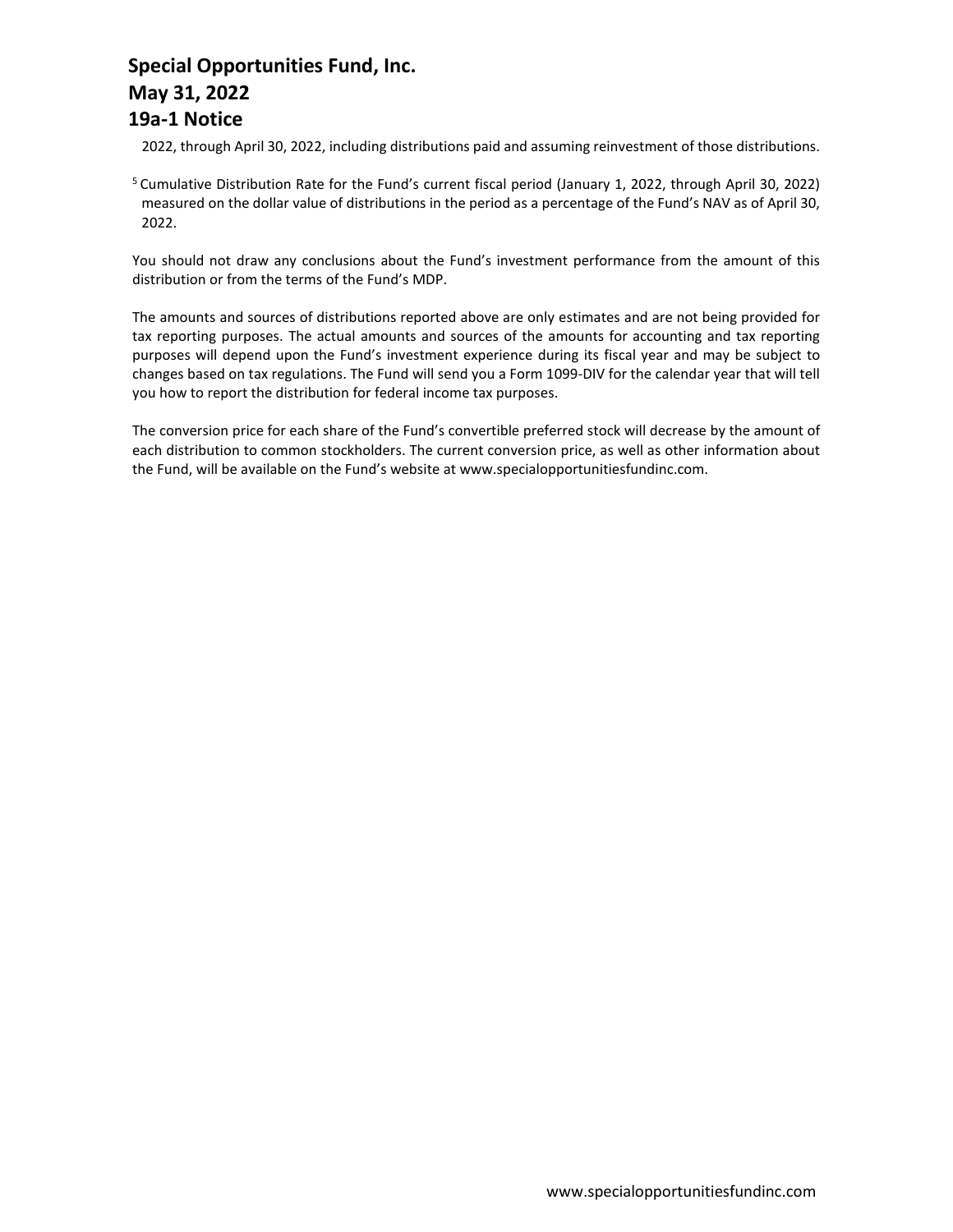2022, through April 30, 2022, including distributions paid and assuming reinvestment of those distributions.

[5] Cumulative Distribution Rate for the Fund's current fiscal period (January 1, 2022, through April 30, 2022) measured on the dollar value of distributions in the period as a percentage of the Fund's NAV as of April 30, 2022.

You should not draw any conclusions about the Fund's investment performance from the amount of this distribution or from the terms of the Fund's MDP.

The amounts and sources of distributions reported above are only estimates and are not being provided for tax reporting purposes. The actual amounts and sources of the amounts for accounting and tax reporting purposes will depend upon the Fund's investment experience during its fiscal year and may be subject to changes based on tax regulations. The Fund will send you a Form 1099-DIV for the calendar year that will tell you how to report the distribution for federal income tax purposes.

The conversion price for each share of the Fund's convertible preferred stock will decrease by the amount of each distribution to common stockholders. The current conversion price, as well as other information about the Fund, will be available on the Fund's website at www.specialopportunitiesfundinc.com.